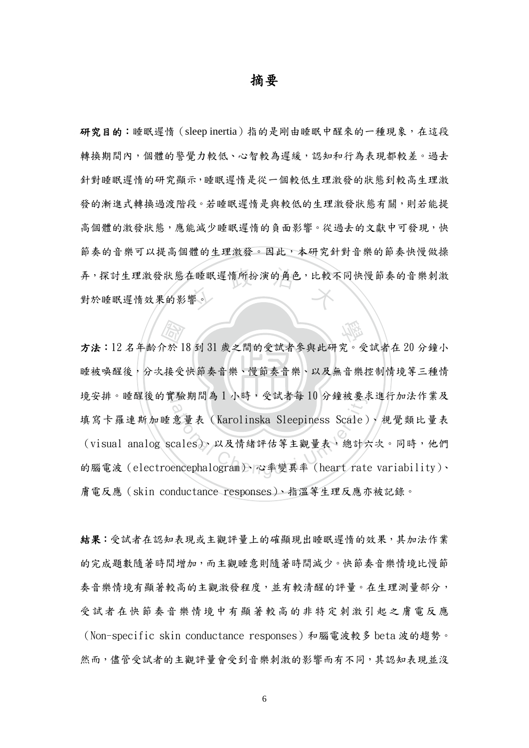# 摘要

**研究目的：**睡眠遲惰（sleep inertia）指的是剛由睡眠中醒來的一種現象，在這段轉換期間內，個體的警覺力較低、心智較為遲緩，認知和行為表現都較差。過去針對睡眠遲惰的研究顯示，睡眠遲惰是從一個較低生理激發的狀態到較高生理激發的漸進式轉換過渡階段。若睡眠遲惰是與較低的生理激發狀態有關，則若能提高個體的激發狀態，應能減少睡眠遲惰的負面影響。從過去的文獻中可發現，快節奏的音樂可以提高個體的生理激發。因此，本研究針對音樂的節奏快慢做操弄，探討生理激發狀態在睡眠遲惰所扮演的角色，比較不同快慢節奏的音樂刺激對於睡眠遲惰效果的影響。

**方法：**12 名年齡介於 18 到 31 歲之間的受試者參與此研究。受試者在 20 分鐘小睡被喚醒後，分次接受快節奏音樂、慢節奏音樂、以及無音樂控制情境等三種情境安排。睡醒後的實驗期間為 1 小時，受試者每 10 分鐘被要求進行加法作業及填寫卡羅連斯加睡意量表（Karolinska Sleepiness Scale）、視覺類比量表（visual analog scales）、以及情緒評估等主觀量表，總計六次。同時，他們的腦電波（electroencephalogram）、心率變異率（heart rate variability）、膚電反應（skin conductance responses）、指溫等生理反應亦被記錄。

**結果：**受試者在認知表現或主觀評量上的確顯現出睡眠遲惰的效果，其加法作業的完成題數隨著時間增加，而主觀睡意則隨著時間減少。快節奏音樂情境比慢節奏音樂情境有顯著較高的主觀激發程度，並有較清醒的評量。在生理測量部分，受試者在快節奏音樂情境中有顯著較高的非特定刺激引起之膚電反應（Non-specific skin conductance responses）和腦電波較多 beta 波的趨勢。然而，儘管受試者的主觀評量會受到音樂刺激的影響而有不同，其認知表現並沒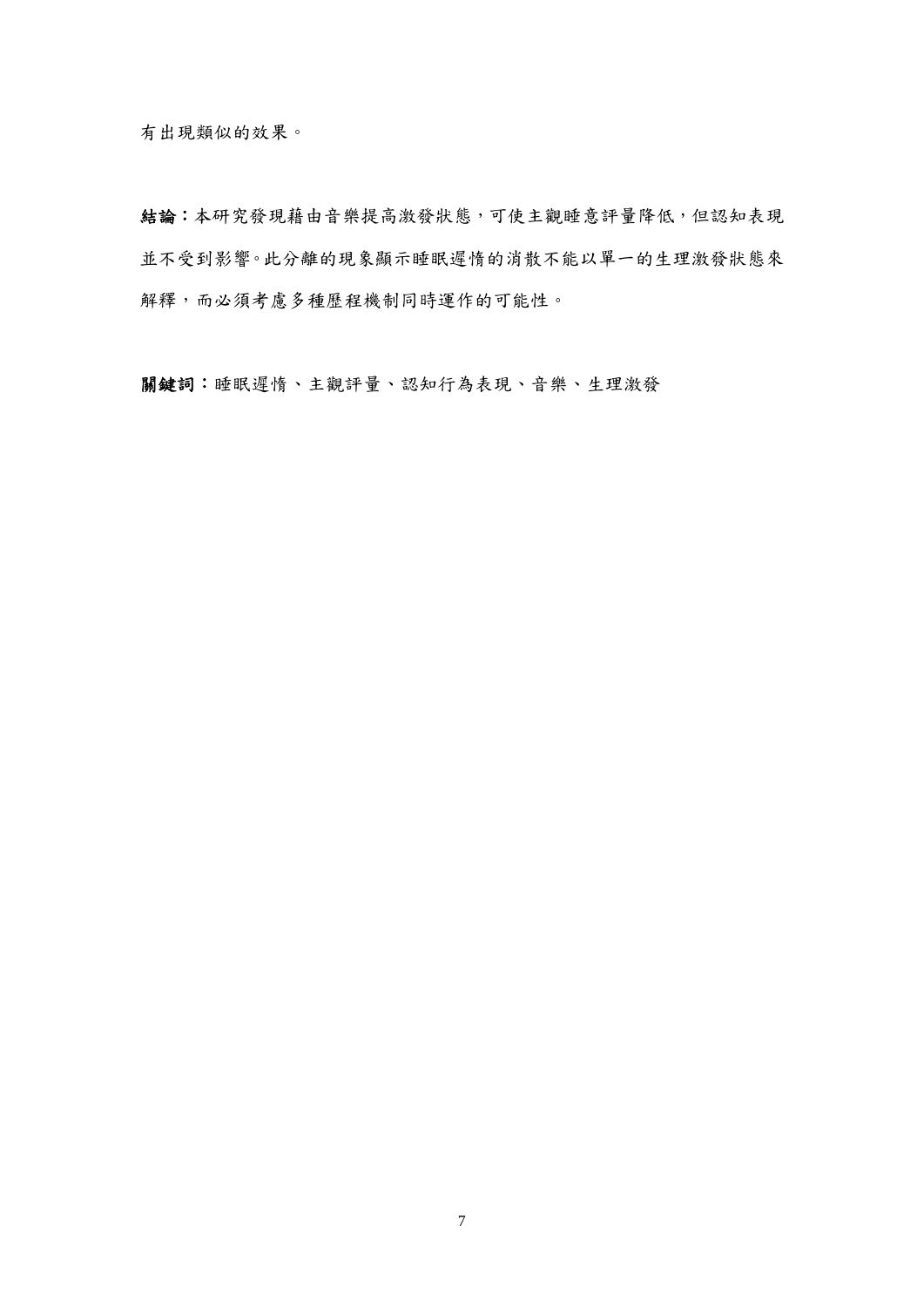有出現類似的效果。

**結論**：本研究發現藉由音樂提高激發狀態，可使主觀睡意評量降低，但認知表現並不受到影響。此分離的現象顯示睡眠遲惰的消散不能以單一的生理激發狀態來解釋，而必須考慮多種歷程機制同時運作的可能性。

**關鍵詞**：睡眠遲惰、主觀評量、認知行為表現、音樂、生理激發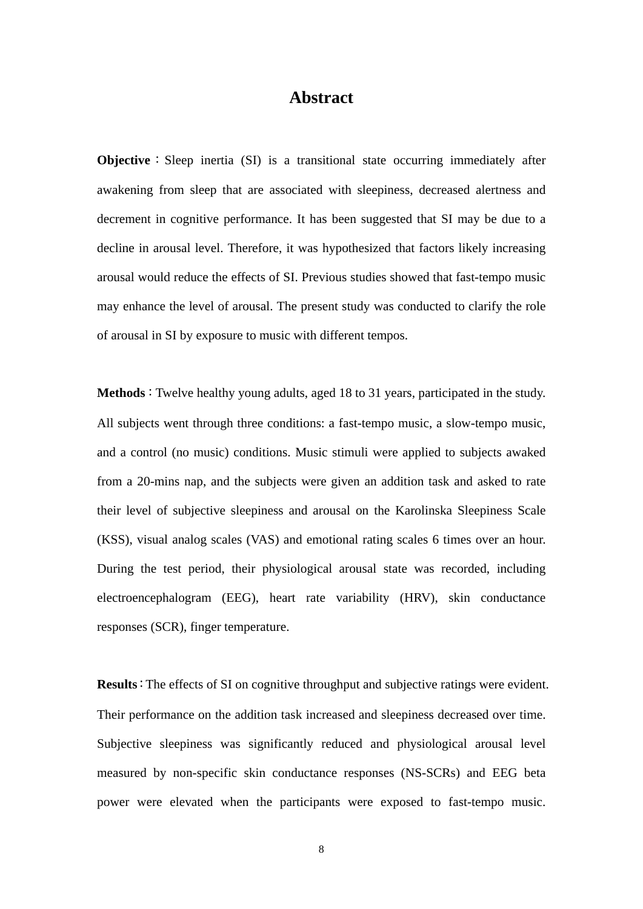# Abstract

**Objective**：Sleep inertia (SI) is a transitional state occurring immediately after awakening from sleep that are associated with sleepiness, decreased alertness and decrement in cognitive performance. It has been suggested that SI may be due to a decline in arousal level. Therefore, it was hypothesized that factors likely increasing arousal would reduce the effects of SI. Previous studies showed that fast-tempo music may enhance the level of arousal. The present study was conducted to clarify the role of arousal in SI by exposure to music with different tempos.

**Methods**：Twelve healthy young adults, aged 18 to 31 years, participated in the study. All subjects went through three conditions: a fast-tempo music, a slow-tempo music, and a control (no music) conditions. Music stimuli were applied to subjects awaked from a 20-mins nap, and the subjects were given an addition task and asked to rate their level of subjective sleepiness and arousal on the Karolinska Sleepiness Scale (KSS), visual analog scales (VAS) and emotional rating scales 6 times over an hour. During the test period, their physiological arousal state was recorded, including electroencephalogram (EEG), heart rate variability (HRV), skin conductance responses (SCR), finger temperature.

**Results**：The effects of SI on cognitive throughput and subjective ratings were evident. Their performance on the addition task increased and sleepiness decreased over time. Subjective sleepiness was significantly reduced and physiological arousal level measured by non-specific skin conductance responses (NS-SCRs) and EEG beta power were elevated when the participants were exposed to fast-tempo music.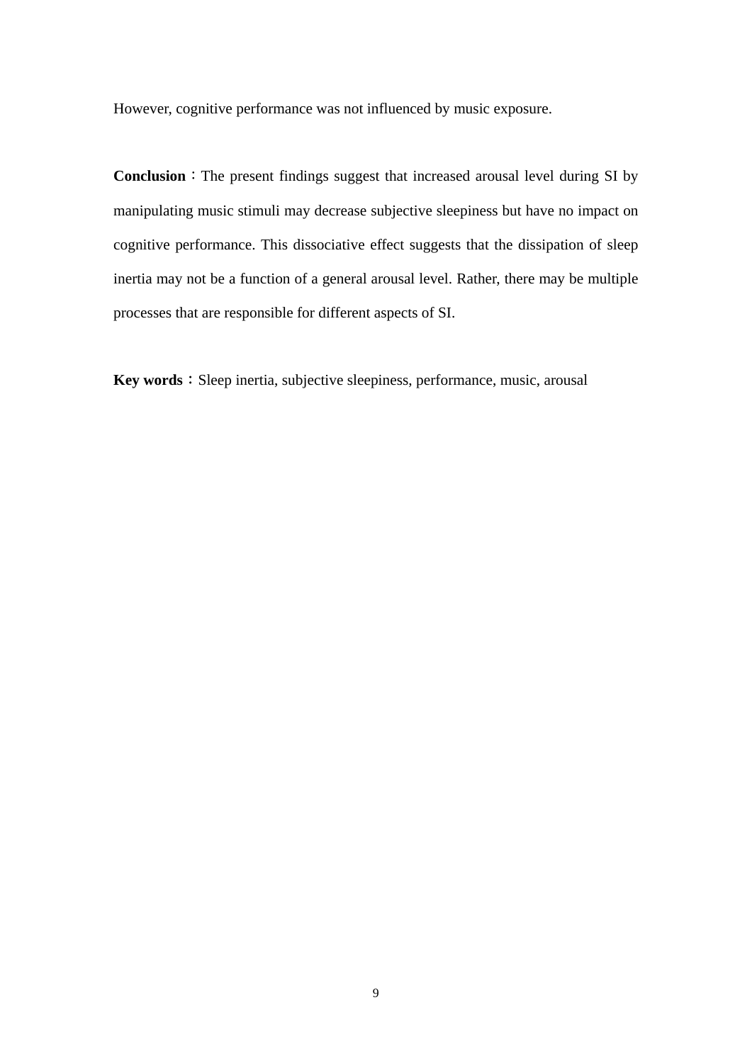However, cognitive performance was not influenced by music exposure.

**Conclusion**：The present findings suggest that increased arousal level during SI by manipulating music stimuli may decrease subjective sleepiness but have no impact on cognitive performance. This dissociative effect suggests that the dissipation of sleep inertia may not be a function of a general arousal level. Rather, there may be multiple processes that are responsible for different aspects of SI.

**Key words**：Sleep inertia, subjective sleepiness, performance, music, arousal